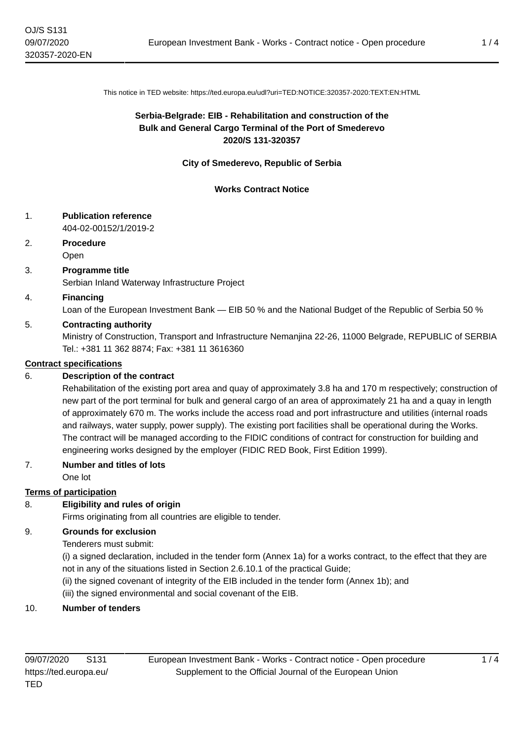This notice in TED website: https://ted.europa.eu/udl?uri=TED:NOTICE:320357-2020:TEXT:EN:HTML

**Serbia-Belgrade: EIB - Rehabilitation and construction of the Bulk and General Cargo Terminal of the Port of Smederevo**
**2020/S 131-320357**

**City of Smederevo, Republic of Serbia**

**Works Contract Notice**

1. **Publication reference**
   404-02-00152/1/2019-2
2. **Procedure**
   Open
3. **Programme title**
   Serbian Inland Waterway Infrastructure Project
4. **Financing**
   Loan of the European Investment Bank — EIB 50 % and the National Budget of the Republic of Serbia 50 %
5. **Contracting authority**
   Ministry of Construction, Transport and Infrastructure Nemanjina 22-26, 11000 Belgrade, REPUBLIC of SERBIA
   Tel.: +381 11 362 8874; Fax: +381 11 3616360

**Contract specifications**

6. **Description of the contract**
   Rehabilitation of the existing port area and quay of approximately 3.8 ha and 170 m respectively; construction of new part of the port terminal for bulk and general cargo of an area of approximately 21 ha and a quay in length of approximately 670 m. The works include the access road and port infrastructure and utilities (internal roads and railways, water supply, power supply). The existing port facilities shall be operational during the Works.
   The contract will be managed according to the FIDIC conditions of contract for construction for building and engineering works designed by the employer (FIDIC RED Book, First Edition 1999).
7. **Number and titles of lots**
   One lot

**Terms of participation**

8. **Eligibility and rules of origin**
   Firms originating from all countries are eligible to tender.
9. **Grounds for exclusion**
   Tenderers must submit:
   (i) a signed declaration, included in the tender form (Annex 1a) for a works contract, to the effect that they are not in any of the situations listed in Section 2.6.10.1 of the practical Guide;
   (ii) the signed covenant of integrity of the EIB included in the tender form (Annex 1b); and
   (iii) the signed environmental and social covenant of the EIB.
10. **Number of tenders**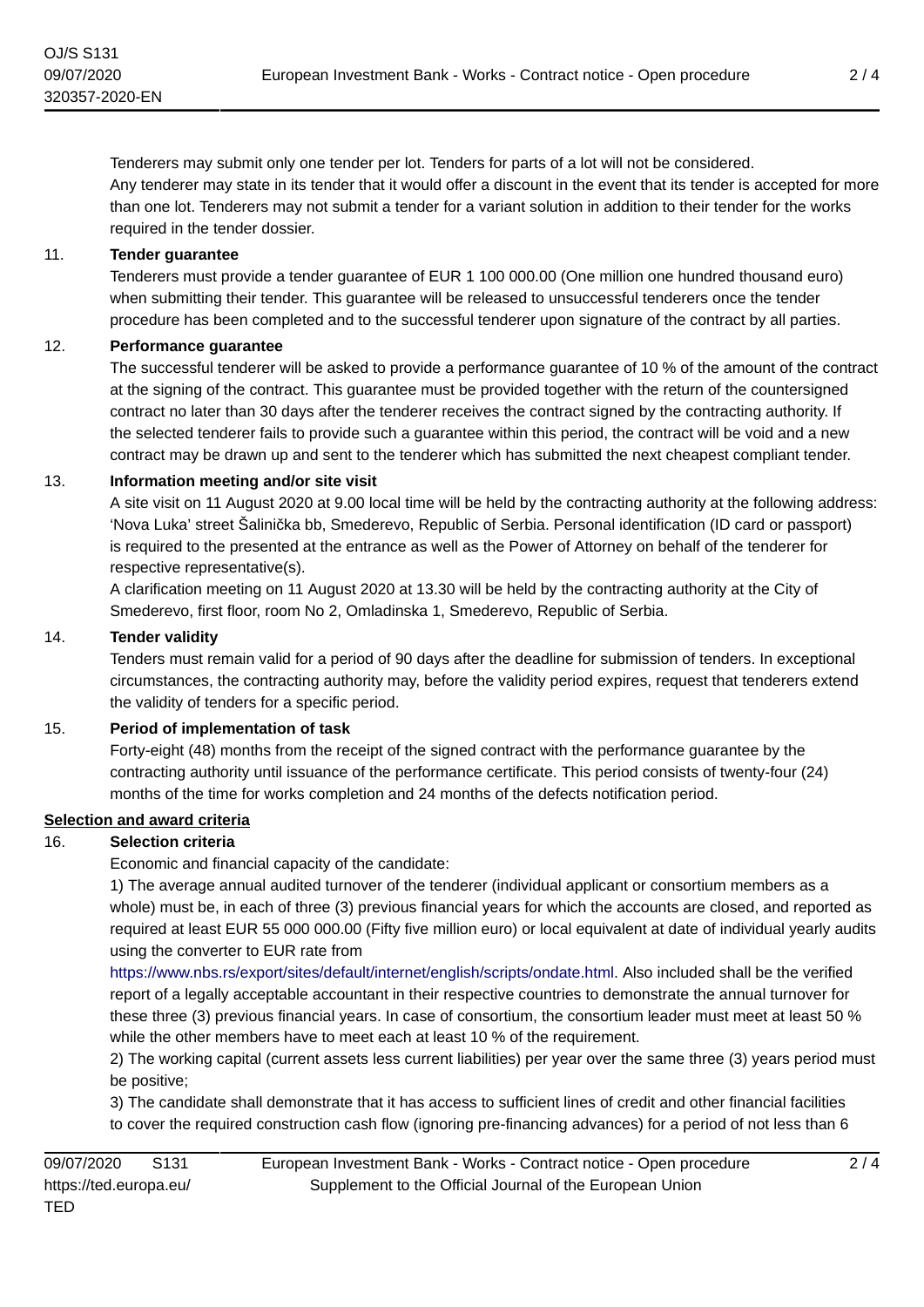Tenderers may submit only one tender per lot. Tenders for parts of a lot will not be considered.
Any tenderer may state in its tender that it would offer a discount in the event that its tender is accepted for more than one lot. Tenderers may not submit a tender for a variant solution in addition to their tender for the works required in the tender dossier.

11. **Tender guarantee**

Tenderers must provide a tender guarantee of EUR 1 100 000.00 (One million one hundred thousand euro) when submitting their tender. This guarantee will be released to unsuccessful tenderers once the tender procedure has been completed and to the successful tenderer upon signature of the contract by all parties.

12. **Performance guarantee**

The successful tenderer will be asked to provide a performance guarantee of 10 % of the amount of the contract at the signing of the contract. This guarantee must be provided together with the return of the countersigned contract no later than 30 days after the tenderer receives the contract signed by the contracting authority. If the selected tenderer fails to provide such a guarantee within this period, the contract will be void and a new contract may be drawn up and sent to the tenderer which has submitted the next cheapest compliant tender.

13. **Information meeting and/or site visit**

A site visit on 11 August 2020 at 9.00 local time will be held by the contracting authority at the following address: 'Nova Luka' street Šalinička bb, Smederevo, Republic of Serbia. Personal identification (ID card or passport) is required to the presented at the entrance as well as the Power of Attorney on behalf of the tenderer for respective representative(s).
A clarification meeting on 11 August 2020 at 13.30 will be held by the contracting authority at the City of Smederevo, first floor, room No 2, Omladinska 1, Smederevo, Republic of Serbia.

14. **Tender validity**

Tenders must remain valid for a period of 90 days after the deadline for submission of tenders. In exceptional circumstances, the contracting authority may, before the validity period expires, request that tenderers extend the validity of tenders for a specific period.

15. **Period of implementation of task**

Forty-eight (48) months from the receipt of the signed contract with the performance guarantee by the contracting authority until issuance of the performance certificate. This period consists of twenty-four (24) months of the time for works completion and 24 months of the defects notification period.

**Selection and award criteria**

16. **Selection criteria**

Economic and financial capacity of the candidate:

1) The average annual audited turnover of the tenderer (individual applicant or consortium members as a whole) must be, in each of three (3) previous financial years for which the accounts are closed, and reported as required at least EUR 55 000 000.00 (Fifty five million euro) or local equivalent at date of individual yearly audits using the converter to EUR rate from https://www.nbs.rs/export/sites/default/internet/english/scripts/ondate.html. Also included shall be the verified report of a legally acceptable accountant in their respective countries to demonstrate the annual turnover for these three (3) previous financial years. In case of consortium, the consortium leader must meet at least 50 % while the other members have to meet each at least 10 % of the requirement.

2) The working capital (current assets less current liabilities) per year over the same three (3) years period must be positive;

3) The candidate shall demonstrate that it has access to sufficient lines of credit and other financial facilities to cover the required construction cash flow (ignoring pre-financing advances) for a period of not less than 6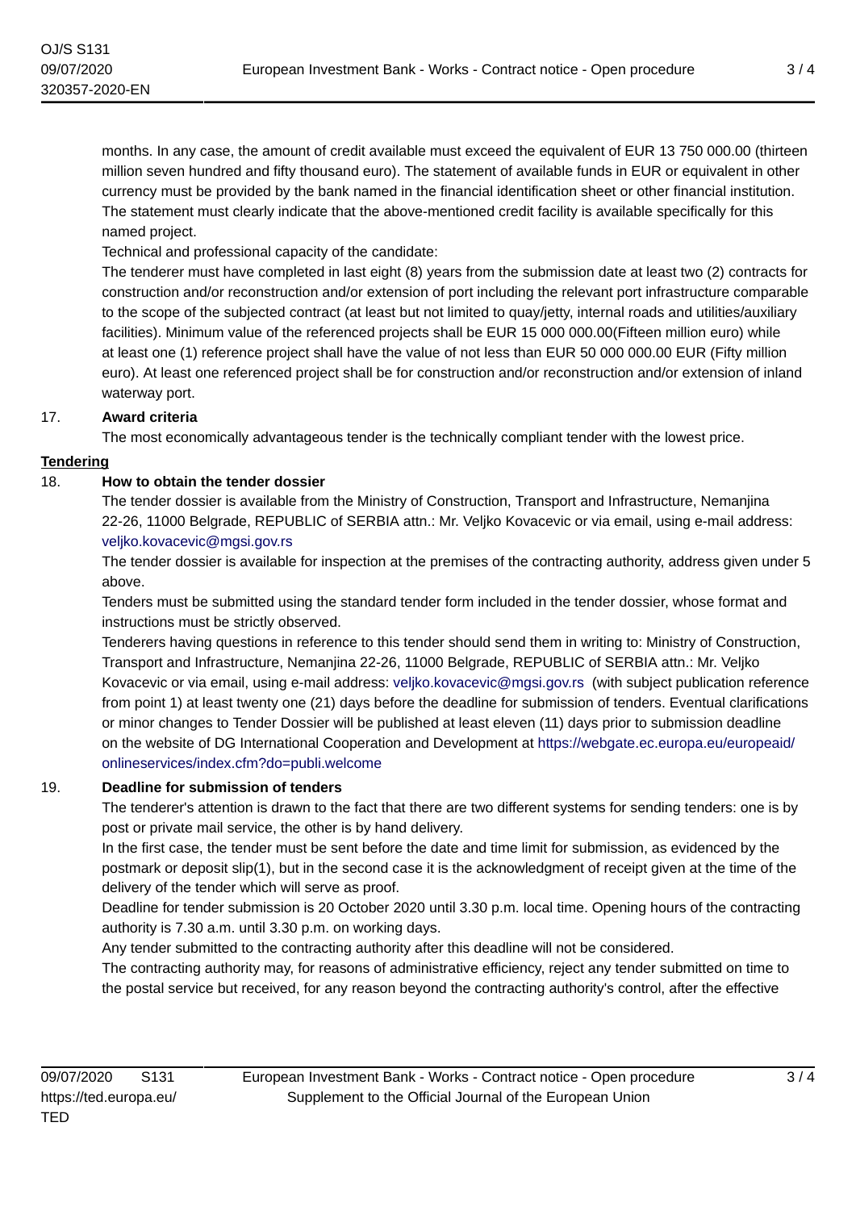months. In any case, the amount of credit available must exceed the equivalent of EUR 13 750 000.00 (thirteen million seven hundred and fifty thousand euro). The statement of available funds in EUR or equivalent in other currency must be provided by the bank named in the financial identification sheet or other financial institution. The statement must clearly indicate that the above-mentioned credit facility is available specifically for this named project.

Technical and professional capacity of the candidate:

The tenderer must have completed in last eight (8) years from the submission date at least two (2) contracts for construction and/or reconstruction and/or extension of port including the relevant port infrastructure comparable to the scope of the subjected contract (at least but not limited to quay/jetty, internal roads and utilities/auxiliary facilities). Minimum value of the referenced projects shall be EUR 15 000 000.00(Fifteen million euro) while at least one (1) reference project shall have the value of not less than EUR 50 000 000.00 EUR (Fifty million euro). At least one referenced project shall be for construction and/or reconstruction and/or extension of inland waterway port.

17. **Award criteria**

The most economically advantageous tender is the technically compliant tender with the lowest price.

**Tendering**

18. **How to obtain the tender dossier**

The tender dossier is available from the Ministry of Construction, Transport and Infrastructure, Nemanjina 22-26, 11000 Belgrade, REPUBLIC of SERBIA attn.: Mr. Veljko Kovacevic or via email, using e-mail address: veljko.kovacevic@mgsi.gov.rs

The tender dossier is available for inspection at the premises of the contracting authority, address given under 5 above.

Tenders must be submitted using the standard tender form included in the tender dossier, whose format and instructions must be strictly observed.

Tenderers having questions in reference to this tender should send them in writing to: Ministry of Construction, Transport and Infrastructure, Nemanjina 22-26, 11000 Belgrade, REPUBLIC of SERBIA attn.: Mr. Veljko Kovacevic or via email, using e-mail address: veljko.kovacevic@mgsi.gov.rs (with subject publication reference from point 1) at least twenty one (21) days before the deadline for submission of tenders. Eventual clarifications or minor changes to Tender Dossier will be published at least eleven (11) days prior to submission deadline on the website of DG International Cooperation and Development at https://webgate.ec.europa.eu/europeaid/onlineservices/index.cfm?do=publi.welcome

19. **Deadline for submission of tenders**

The tenderer's attention is drawn to the fact that there are two different systems for sending tenders: one is by post or private mail service, the other is by hand delivery.

In the first case, the tender must be sent before the date and time limit for submission, as evidenced by the postmark or deposit slip(1), but in the second case it is the acknowledgment of receipt given at the time of the delivery of the tender which will serve as proof.

Deadline for tender submission is 20 October 2020 until 3.30 p.m. local time. Opening hours of the contracting authority is 7.30 a.m. until 3.30 p.m. on working days.

Any tender submitted to the contracting authority after this deadline will not be considered.

The contracting authority may, for reasons of administrative efficiency, reject any tender submitted on time to the postal service but received, for any reason beyond the contracting authority's control, after the effective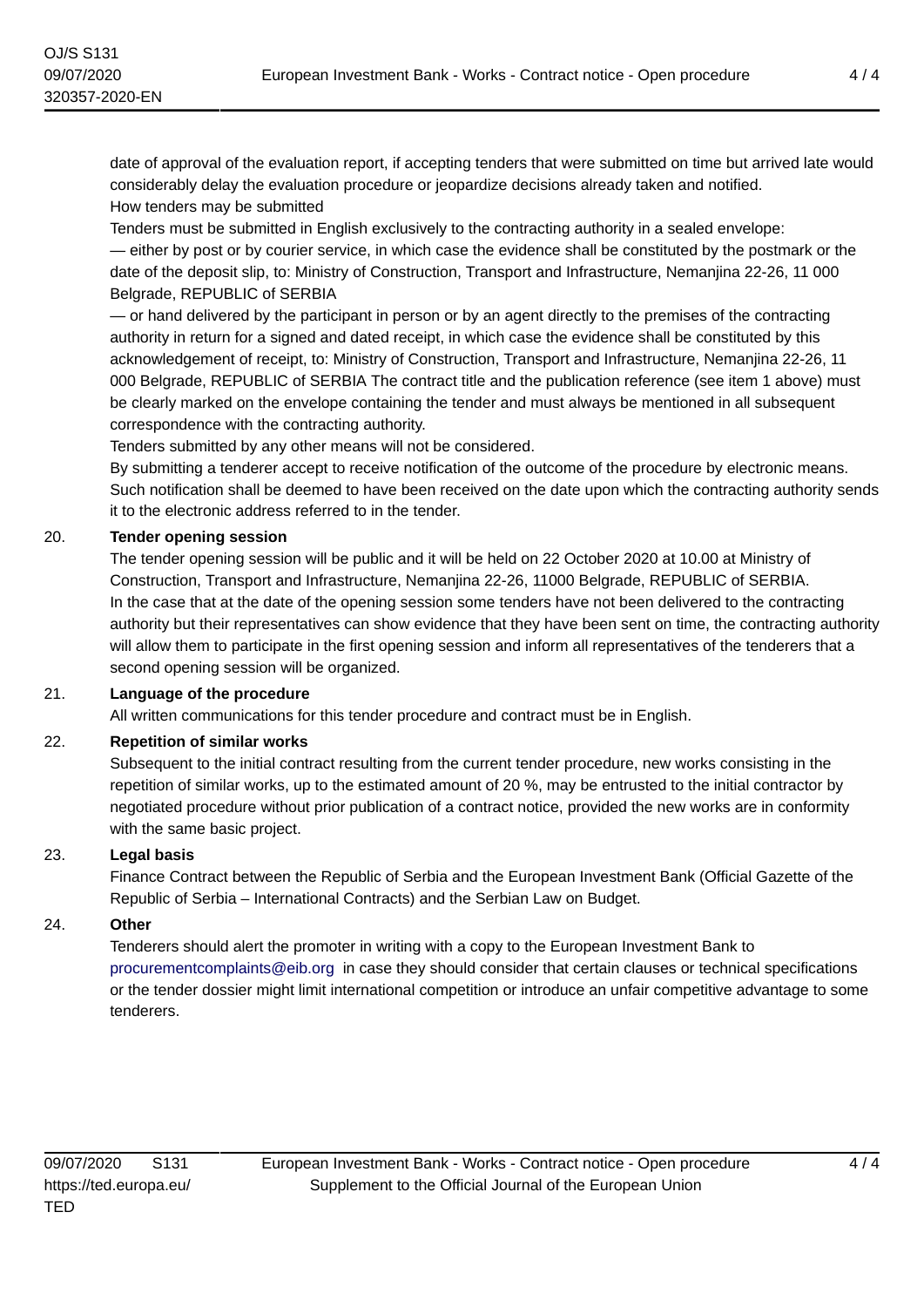date of approval of the evaluation report, if accepting tenders that were submitted on time but arrived late would considerably delay the evaluation procedure or jeopardize decisions already taken and notified.

How tenders may be submitted

Tenders must be submitted in English exclusively to the contracting authority in a sealed envelope:

— either by post or by courier service, in which case the evidence shall be constituted by the postmark or the date of the deposit slip, to: Ministry of Construction, Transport and Infrastructure, Nemanjina 22-26, 11 000 Belgrade, REPUBLIC of SERBIA

— or hand delivered by the participant in person or by an agent directly to the premises of the contracting authority in return for a signed and dated receipt, in which case the evidence shall be constituted by this acknowledgement of receipt, to: Ministry of Construction, Transport and Infrastructure, Nemanjina 22-26, 11 000 Belgrade, REPUBLIC of SERBIA The contract title and the publication reference (see item 1 above) must be clearly marked on the envelope containing the tender and must always be mentioned in all subsequent correspondence with the contracting authority.

Tenders submitted by any other means will not be considered.

By submitting a tenderer accept to receive notification of the outcome of the procedure by electronic means. Such notification shall be deemed to have been received on the date upon which the contracting authority sends it to the electronic address referred to in the tender.

20. **Tender opening session**

The tender opening session will be public and it will be held on 22 October 2020 at 10.00 at Ministry of Construction, Transport and Infrastructure, Nemanjina 22-26, 11000 Belgrade, REPUBLIC of SERBIA.
In the case that at the date of the opening session some tenders have not been delivered to the contracting authority but their representatives can show evidence that they have been sent on time, the contracting authority will allow them to participate in the first opening session and inform all representatives of the tenderers that a second opening session will be organized.

21. **Language of the procedure**

All written communications for this tender procedure and contract must be in English.

22. **Repetition of similar works**

Subsequent to the initial contract resulting from the current tender procedure, new works consisting in the repetition of similar works, up to the estimated amount of 20 %, may be entrusted to the initial contractor by negotiated procedure without prior publication of a contract notice, provided the new works are in conformity with the same basic project.

23. **Legal basis**

Finance Contract between the Republic of Serbia and the European Investment Bank (Official Gazette of the Republic of Serbia – International Contracts) and the Serbian Law on Budget.

24. **Other**

Tenderers should alert the promoter in writing with a copy to the European Investment Bank to procurementcomplaints@eib.org in case they should consider that certain clauses or technical specifications or the tender dossier might limit international competition or introduce an unfair competitive advantage to some tenderers.